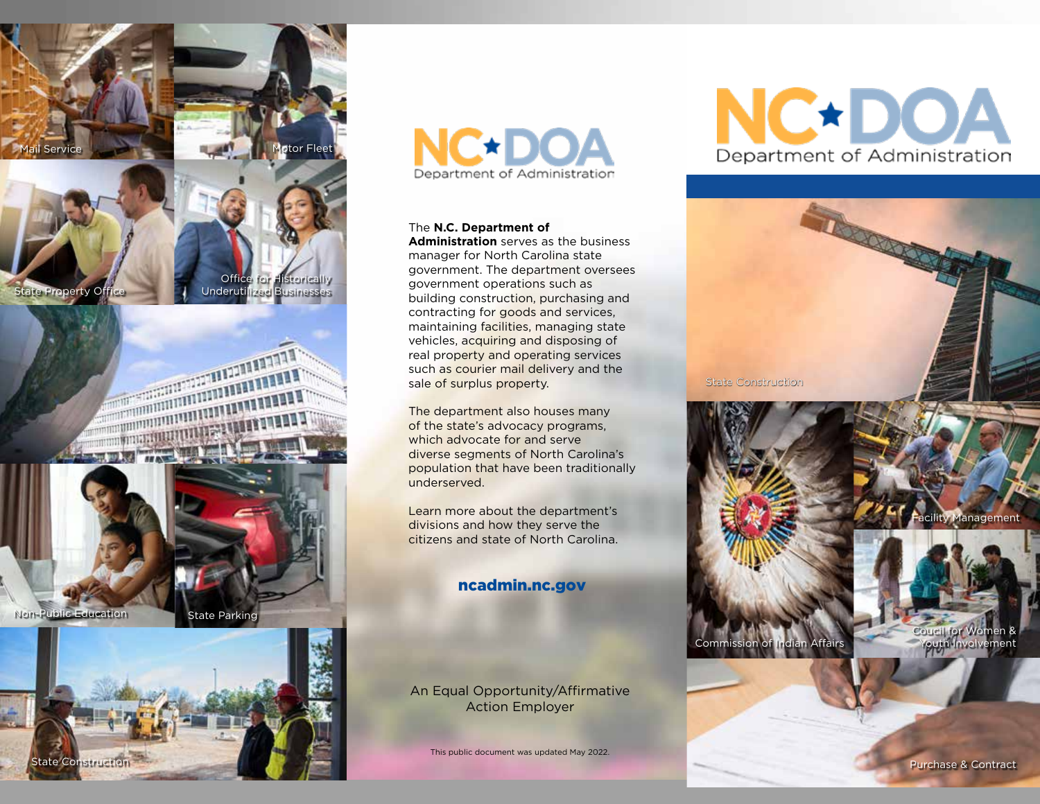# NC★DOA

Department of Administration

The **N.C. Department of Administration** serves as the business manager for North Carolina state government. The department oversees government operations such as building construction, purchasing and contracting for goods and services, maintaining facilities, managing state vehicles, acquiring and disposing of real property and operating services such as courier mail delivery and the sale of surplus property.

The department also houses many of the state's advocacy programs, which advocate for and serve diverse segments of North Carolina's population that have been traditionally underserved.

Learn more about the department's divisions and how they serve the citizens and state of North Carolina.

**ncadmin.nc.gov**

An Equal Opportunity/Affirmative Action Employer

This public document was updated May 2022.

# NC★DOA

Department of Administration

Mail Service

Motor Fleet

State Property Office

Office for Historically Underutilized Businesses

Non-Public Education

State Parking

State Construction

State Construction

Commission of Indian Affairs

Facility Management

Coucil for Women & Youth Involvement

Purchase & Contract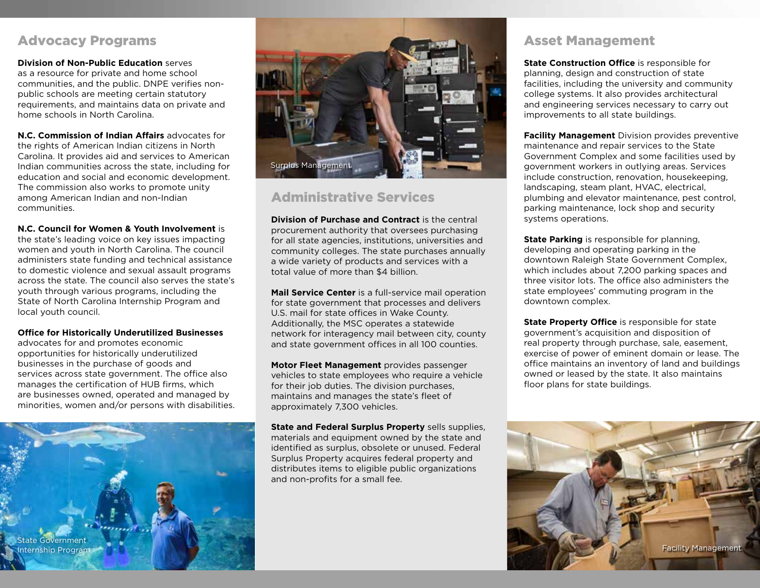## Advocacy Programs

**Division of Non-Public Education** serves as a resource for private and home school communities, and the public. DNPE verifies non-public schools are meeting certain statutory requirements, and maintains data on private and home schools in North Carolina.

**N.C. Commission of Indian Affairs** advocates for the rights of American Indian citizens in North Carolina. It provides aid and services to American Indian communities across the state, including for education and social and economic development. The commission also works to promote unity among American Indian and non-Indian communities.

**N.C. Council for Women & Youth Involvement** is the state's leading voice on key issues impacting women and youth in North Carolina. The council administers state funding and technical assistance to domestic violence and sexual assault programs across the state. The council also serves the state's youth through various programs, including the State of North Carolina Internship Program and local youth council.

**Office for Historically Underutilized Businesses** advocates for and promotes economic opportunities for historically underutilized businesses in the purchase of goods and services across state government. The office also manages the certification of HUB firms, which are businesses owned, operated and managed by minorities, women and/or persons with disabilities.

State Government Internship Program

Surplus Management

## Administrative Services

**Division of Purchase and Contract** is the central procurement authority that oversees purchasing for all state agencies, institutions, universities and community colleges. The state purchases annually a wide variety of products and services with a total value of more than $4 billion.

**Mail Service Center** is a full-service mail operation for state government that processes and delivers U.S. mail for state offices in Wake County. Additionally, the MSC operates a statewide network for interagency mail between city, county and state government offices in all 100 counties.

**Motor Fleet Management** provides passenger vehicles to state employees who require a vehicle for their job duties. The division purchases, maintains and manages the state's fleet of approximately 7,300 vehicles.

**State and Federal Surplus Property** sells supplies, materials and equipment owned by the state and identified as surplus, obsolete or unused. Federal Surplus Property acquires federal property and distributes items to eligible public organizations and non-profits for a small fee.

## Asset Management

**State Construction Office** is responsible for planning, design and construction of state facilities, including the university and community college systems. It also provides architectural and engineering services necessary to carry out improvements to all state buildings.

**Facility Management** Division provides preventive maintenance and repair services to the State Government Complex and some facilities used by government workers in outlying areas. Services include construction, renovation, housekeeping, landscaping, steam plant, HVAC, electrical, plumbing and elevator maintenance, pest control, parking maintenance, lock shop and security systems operations.

**State Parking** is responsible for planning, developing and operating parking in the downtown Raleigh State Government Complex, which includes about 7,200 parking spaces and three visitor lots. The office also administers the state employees' commuting program in the downtown complex.

**State Property Office** is responsible for state government's acquisition and disposition of real property through purchase, sale, easement, exercise of power of eminent domain or lease. The office maintains an inventory of land and buildings owned or leased by the state. It also maintains floor plans for state buildings.

Facility Management